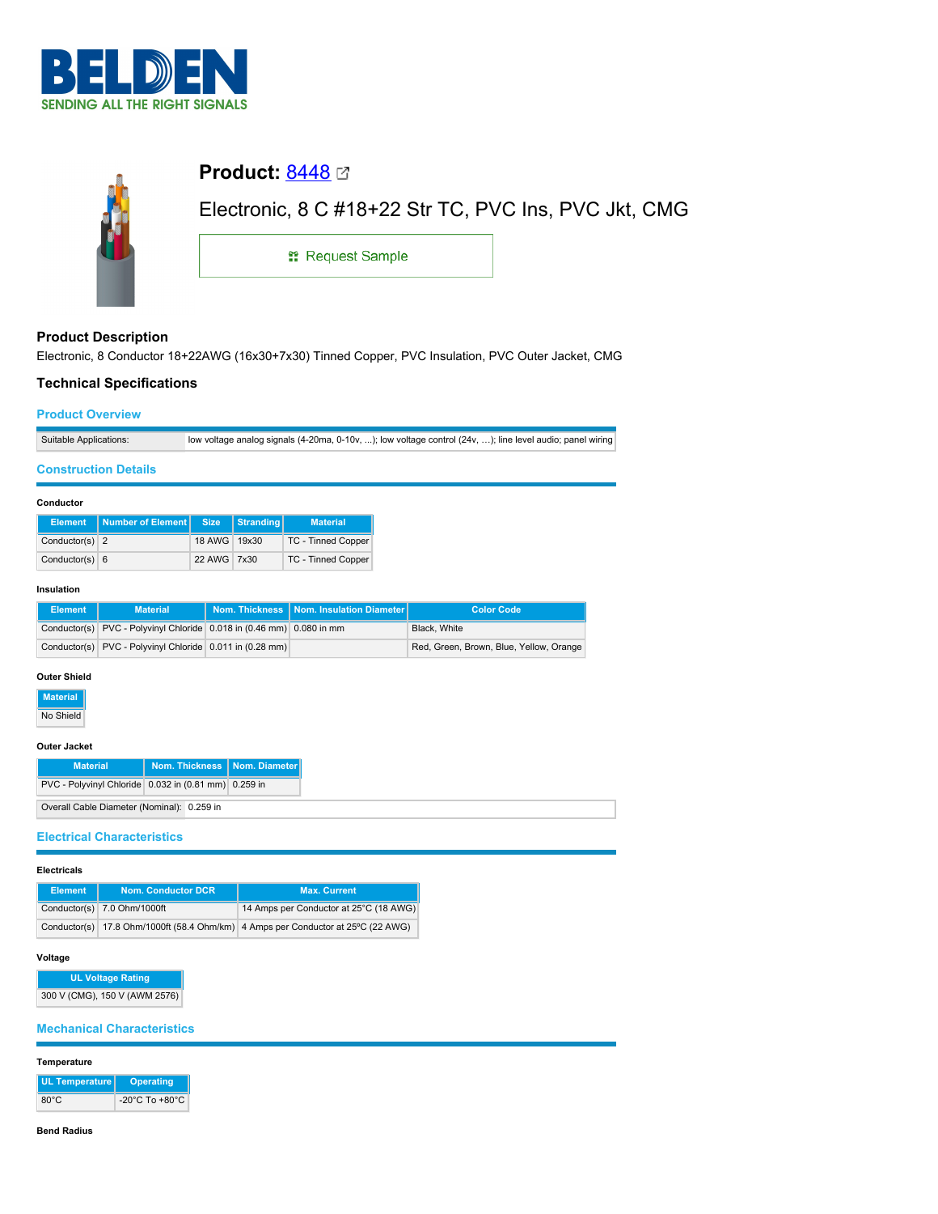BELDEN

SENDING ALL THE RIGHT SIGNALS

# Product: 8448

Electronic, 8 C #18+22 Str TC, PVC Ins, PVC Jkt, CMG

Request Sample

## Product Description

Electronic, 8 Conductor 18+22AWG (16x30+7x30) Tinned Copper, PVC Insulation, PVC Outer Jacket, CMG

## Technical Specifications

### Product Overview

| | |
|---|---|
| Suitable Applications: | low voltage analog signals (4-20ma, 0-10v, ...); low voltage control (24v, ...); line level audio; panel wiring |

### Construction Details

**Conductor**

| Element | Number of Element | Size | Stranding | Material |
|---|---|---|---|---|
| Conductor(s) | 2 | 18 AWG | 19x30 | TC - Tinned Copper |
| Conductor(s) | 6 | 22 AWG | 7x30 | TC - Tinned Copper |

**Insulation**

| Element | Material | Nom. Thickness | Nom. Insulation Diameter | Color Code |
|---|---|---|---|---|
| Conductor(s) | PVC - Polyvinyl Chloride | 0.018 in (0.46 mm) | 0.080 in mm | Black, White |
| Conductor(s) | PVC - Polyvinyl Chloride | 0.011 in (0.28 mm) | | Red, Green, Brown, Blue, Yellow, Orange |

**Outer Shield**

| Material |
|---|
| No Shield |

**Outer Jacket**

| Material | Nom. Thickness | Nom. Diameter |
|---|---|---|
| PVC - Polyvinyl Chloride | 0.032 in (0.81 mm) | 0.259 in |

| | |
|---|---|
| Overall Cable Diameter (Nominal): | 0.259 in |

### Electrical Characteristics

**Electricals**

| Element | Nom. Conductor DCR | Max. Current |
|---|---|---|
| Conductor(s) | 7.0 Ohm/1000ft | 14 Amps per Conductor at 25°C (18 AWG) |
| Conductor(s) | 17.8 Ohm/1000ft (58.4 Ohm/km) | 4 Amps per Conductor at 25°C (22 AWG) |

**Voltage**

| UL Voltage Rating |
|---|
| 300 V (CMG), 150 V (AWM 2576) |

### Mechanical Characteristics

**Temperature**

| UL Temperature | Operating |
|---|---|
| 80°C | -20°C To +80°C |

**Bend Radius**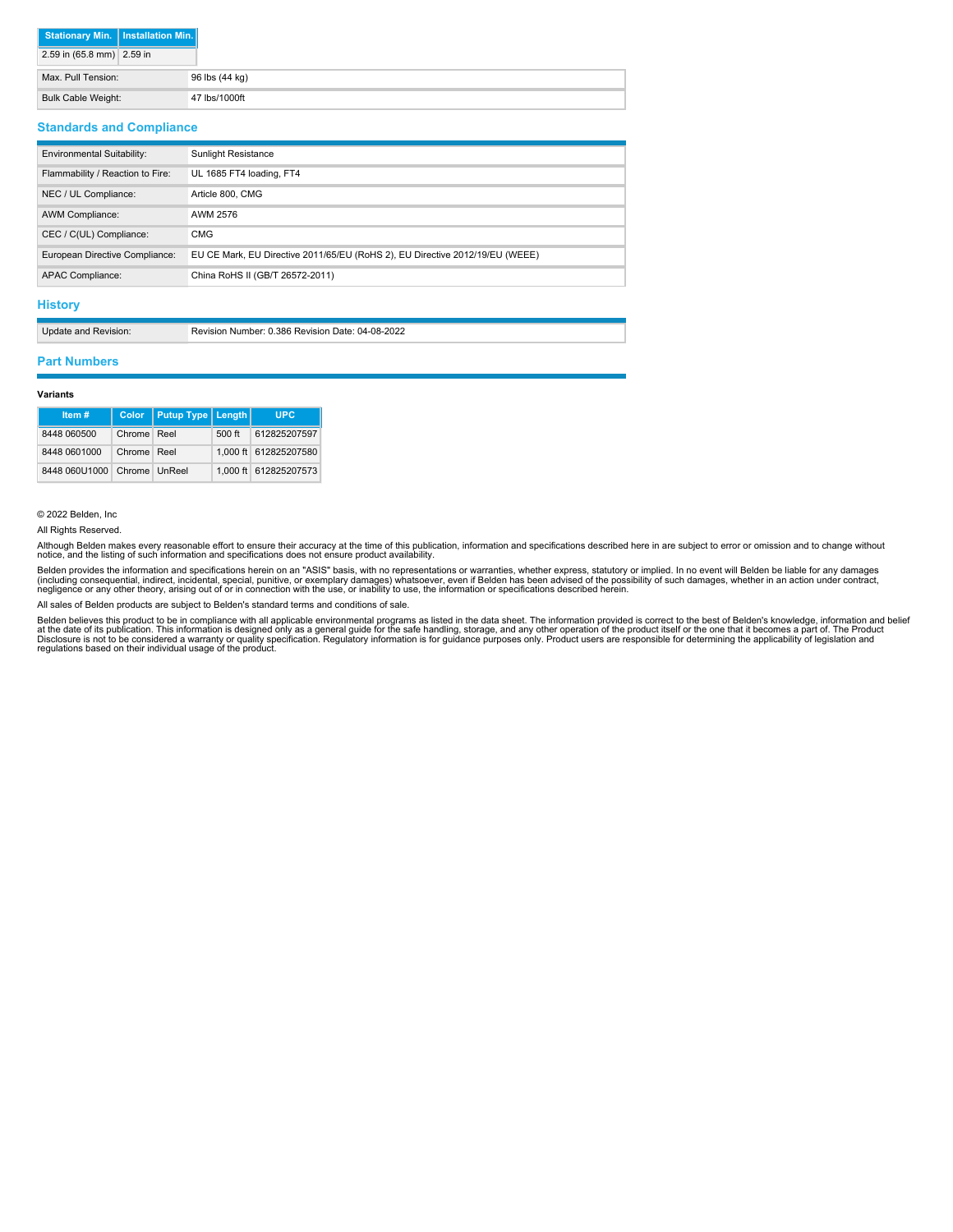| Stationary Min. | Installation Min. |
| --- | --- |
| 2.59 in (65.8 mm) | 2.59 in |

| | |
| --- | --- |
| Max. Pull Tension: | 96 lbs (44 kg) |
| Bulk Cable Weight: | 47 lbs/1000ft |

## Standards and Compliance

| | |
| --- | --- |
| Environmental Suitability: | Sunlight Resistance |
| Flammability / Reaction to Fire: | UL 1685 FT4 loading, FT4 |
| NEC / UL Compliance: | Article 800, CMG |
| AWM Compliance: | AWM 2576 |
| CEC / C(UL) Compliance: | CMG |
| European Directive Compliance: | EU CE Mark, EU Directive 2011/65/EU (RoHS 2), EU Directive 2012/19/EU (WEEE) |
| APAC Compliance: | China RoHS II (GB/T 26572-2011) |

## History

| | |
| --- | --- |
| Update and Revision: | Revision Number: 0.386 Revision Date: 04-08-2022 |

## Part Numbers

**Variants**

| Item # | Color | Putup Type | Length | UPC |
| --- | --- | --- | --- | --- |
| 8448 060500 | Chrome | Reel | 500 ft | 612825207597 |
| 8448 0601000 | Chrome | Reel | 1,000 ft | 612825207580 |
| 8448 060U1000 | Chrome | UnReel | 1,000 ft | 612825207573 |

© 2022 Belden, Inc

All Rights Reserved.

Although Belden makes every reasonable effort to ensure their accuracy at the time of this publication, information and specifications described here in are subject to error or omission and to change without notice, and the listing of such information and specifications does not ensure product availability.

Belden provides the information and specifications herein on an "ASIS" basis, with no representations or warranties, whether express, statutory or implied. In no event will Belden be liable for any damages (including consequential, indirect, incidental, special, punitive, or exemplary damages) whatsoever, even if Belden has been advised of the possibility of such damages, whether in an action under contract, negligence or any other theory, arising out of or in connection with the use, or inability to use, the information or specifications described herein.

All sales of Belden products are subject to Belden's standard terms and conditions of sale.

Belden believes this product to be in compliance with all applicable environmental programs as listed in the data sheet. The information provided is correct to the best of Belden's knowledge, information and belief at the date of its publication. This information is designed only as a general guide for the safe handling, storage, and any other operation of the product itself or the one that it becomes a part of. The Product Disclosure is not to be considered a warranty or quality specification. Regulatory information is for guidance purposes only. Product users are responsible for determining the applicability of legislation and regulations based on their individual usage of the product.